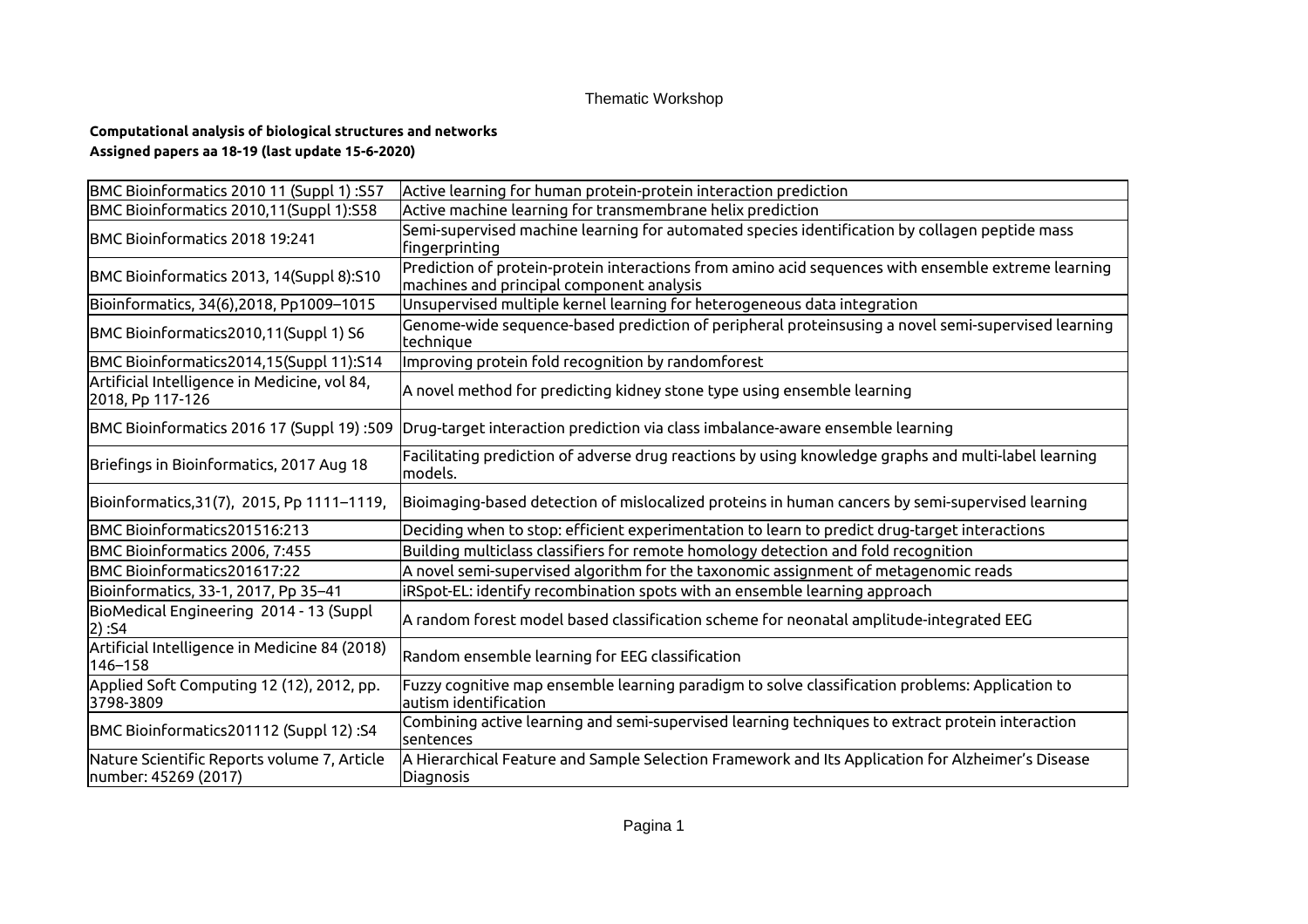Thematic Workshop

**Computational analysis of biological structures and networks**
**Assigned papers aa 18-19 (last update 15-6-2020)**

| | |
|---|---|
| BMC Bioinformatics 2010 11 (Suppl 1) :S57 | Active learning for human protein-protein interaction prediction |
| BMC Bioinformatics 2010,11(Suppl 1):S58 | Active machine learning for transmembrane helix prediction |
| BMC Bioinformatics 2018 19:241 | Semi-supervised machine learning for automated species identification by collagen peptide mass fingerprinting |
| BMC Bioinformatics 2013, 14(Suppl 8):S10 | Prediction of protein-protein interactions from amino acid sequences with ensemble extreme learning machines and principal component analysis |
| Bioinformatics, 34(6),2018, Pp1009–1015 | Unsupervised multiple kernel learning for heterogeneous data integration |
| BMC Bioinformatics2010,11(Suppl 1) S6 | Genome-wide sequence-based prediction of peripheral proteinsusing a novel semi-supervised learning technique |
| BMC Bioinformatics2014,15(Suppl 11):S14 | Improving protein fold recognition by randomforest |
| Artificial Intelligence in Medicine, vol 84, 2018, Pp 117-126 | A novel method for predicting kidney stone type using ensemble learning |
| BMC Bioinformatics 2016 17 (Suppl 19) :509 | Drug-target interaction prediction via class imbalance-aware ensemble learning |
| Briefings in Bioinformatics, 2017 Aug 18 | Facilitating prediction of adverse drug reactions by using knowledge graphs and multi-label learning models. |
| Bioinformatics,31(7), 2015, Pp 1111–1119, | Bioimaging-based detection of mislocalized proteins in human cancers by semi-supervised learning |
| BMC Bioinformatics201516:213 | Deciding when to stop: efficient experimentation to learn to predict drug-target interactions |
| BMC Bioinformatics 2006, 7:455 | Building multiclass classifiers for remote homology detection and fold recognition |
| BMC Bioinformatics201617:22 | A novel semi-supervised algorithm for the taxonomic assignment of metagenomic reads |
| Bioinformatics, 33-1, 2017, Pp 35–41 | iRSpot-EL: identify recombination spots with an ensemble learning approach |
| BioMedical Engineering 2014 - 13 (Suppl 2) :S4 | A random forest model based classification scheme for neonatal amplitude-integrated EEG |
| Artificial Intelligence in Medicine 84 (2018) 146–158 | Random ensemble learning for EEG classification |
| Applied Soft Computing 12 (12), 2012, pp. 3798-3809 | Fuzzy cognitive map ensemble learning paradigm to solve classification problems: Application to autism identification |
| BMC Bioinformatics201112 (Suppl 12) :S4 | Combining active learning and semi-supervised learning techniques to extract protein interaction sentences |
| Nature Scientific Reports volume 7, Article number: 45269 (2017) | A Hierarchical Feature and Sample Selection Framework and Its Application for Alzheimer's Disease Diagnosis |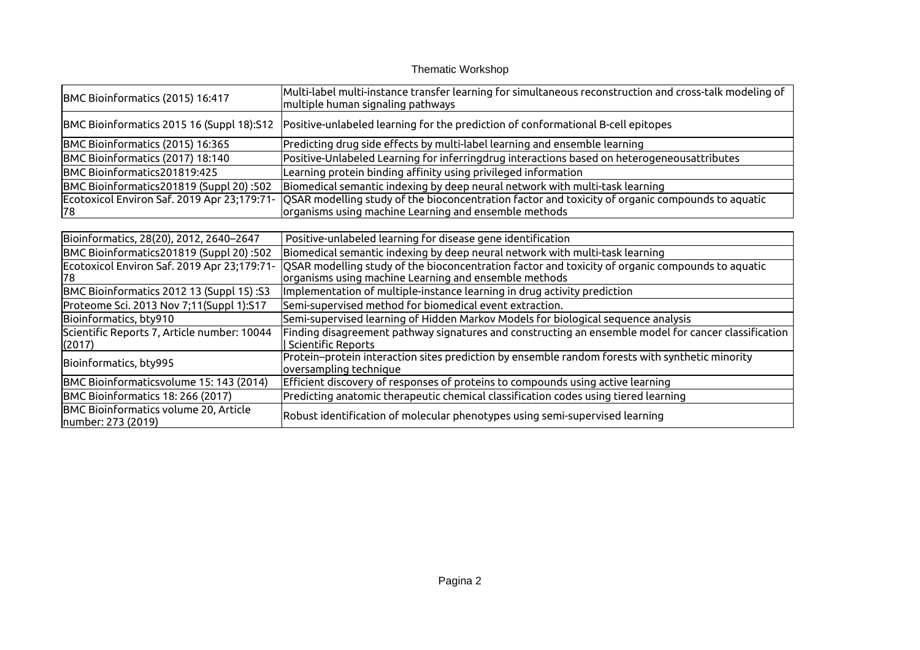Thematic Workshop

| | |
|---|---|
| BMC Bioinformatics (2015) 16:417 | Multi-label multi-instance transfer learning for simultaneous reconstruction and cross-talk modeling of multiple human signaling pathways |
| BMC Bioinformatics 2015 16 (Suppl 18):S12 | Positive-unlabeled learning for the prediction of conformational B-cell epitopes |
| BMC Bioinformatics (2015) 16:365 | Predicting drug side effects by multi-label learning and ensemble learning |
| BMC Bioinformatics (2017) 18:140 | Positive-Unlabeled Learning for inferringdrug interactions based on heterogeneousattributes |
| BMC Bioinformatics201819:425 | Learning protein binding affinity using privileged information |
| BMC Bioinformatics201819 (Suppl 20) :502 | Biomedical semantic indexing by deep neural network with multi-task learning |
| Ecotoxicol Environ Saf. 2019 Apr 23;179:71-78 | QSAR modelling study of the bioconcentration factor and toxicity of organic compounds to aquatic organisms using machine Learning and ensemble methods |

| | |
|---|---|
| Bioinformatics, 28(20), 2012, 2640–2647 | Positive-unlabeled learning for disease gene identification |
| BMC Bioinformatics201819 (Suppl 20) :502 | Biomedical semantic indexing by deep neural network with multi-task learning |
| Ecotoxicol Environ Saf. 2019 Apr 23;179:71-78 | QSAR modelling study of the bioconcentration factor and toxicity of organic compounds to aquatic organisms using machine Learning and ensemble methods |
| BMC Bioinformatics 2012 13 (Suppl 15) :S3 | Implementation of multiple-instance learning in drug activity prediction |
| Proteome Sci. 2013 Nov 7;11(Suppl 1):S17 | Semi-supervised method for biomedical event extraction. |
| Bioinformatics, bty910 | Semi-supervised learning of Hidden Markov Models for biological sequence analysis |
| Scientific Reports 7, Article number: 10044 (2017) | Finding disagreement pathway signatures and constructing an ensemble model for cancer classification \| Scientific Reports |
| Bioinformatics, bty995 | Protein–protein interaction sites prediction by ensemble random forests with synthetic minority oversampling technique |
| BMC Bioinformaticsvolume 15: 143 (2014) | Efficient discovery of responses of proteins to compounds using active learning |
| BMC Bioinformatics 18: 266 (2017) | Predicting anatomic therapeutic chemical classification codes using tiered learning |
| BMC Bioinformatics volume 20, Article number: 273 (2019) | Robust identification of molecular phenotypes using semi-supervised learning |